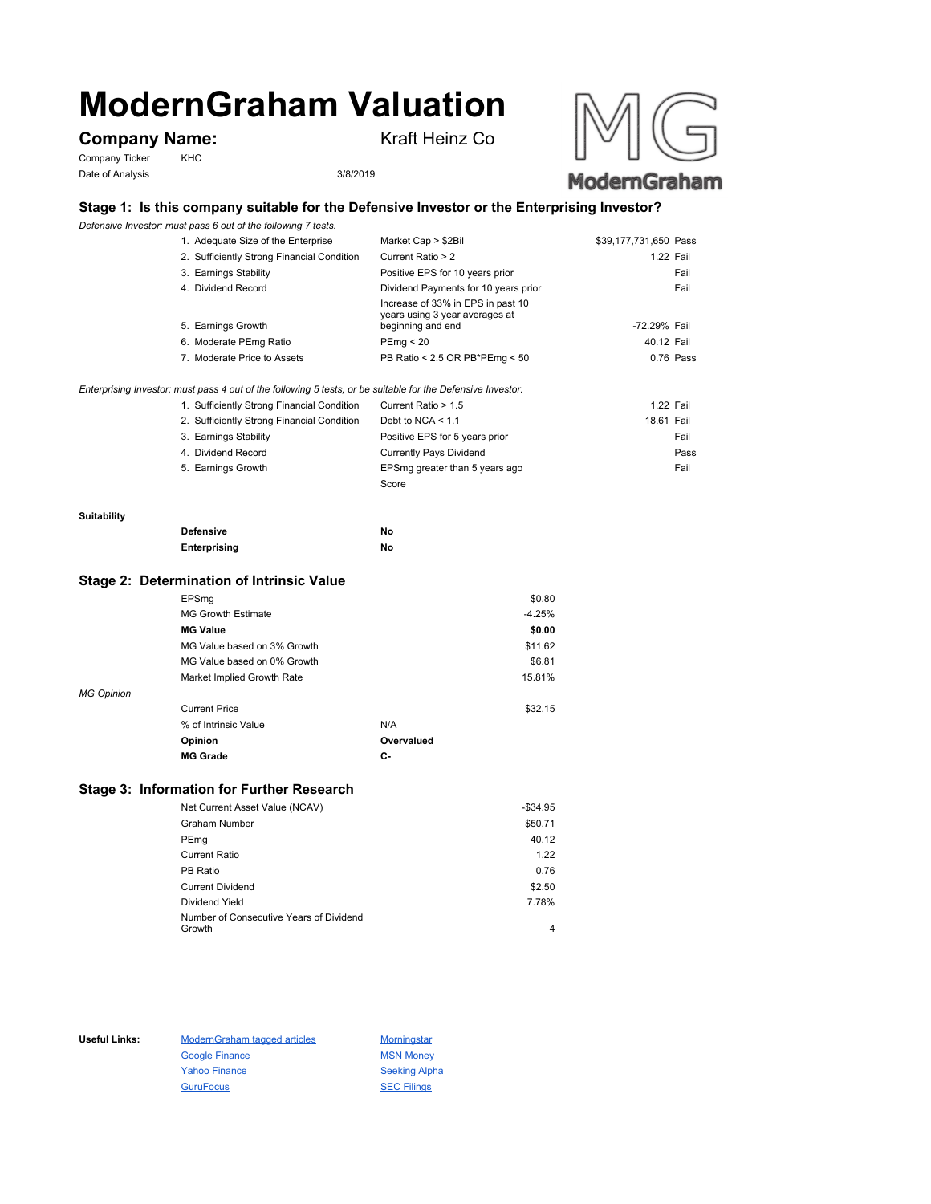# ModernGraham Valuation

**Company Name:** Kraft Heinz Co

Company Ticker KHC

Date of Analysis 3/8/2019

## Stage 1: Is this company suitable for the Defensive Investor or the Enterprising Investor?

*Defensive Investor; must pass 6 out of the following 7 tests.*

| Test | Criterion | Value | Result |
|---|---|---|---|
| 1. Adequate Size of the Enterprise | Market Cap > $2Bil | $39,177,731,650 | Pass |
| 2. Sufficiently Strong Financial Condition | Current Ratio > 2 | 1.22 | Fail |
| 3. Earnings Stability | Positive EPS for 10 years prior | | Fail |
| 4. Dividend Record | Dividend Payments for 10 years prior | | Fail |
| 5. Earnings Growth | Increase of 33% in EPS in past 10 years using 3 year averages at beginning and end | -72.29% | Fail |
| 6. Moderate PEmg Ratio | PEmg < 20 | 40.12 | Fail |
| 7. Moderate Price to Assets | PB Ratio < 2.5 OR PB*PEmg < 50 | 0.76 | Pass |

*Enterprising Investor; must pass 4 out of the following 5 tests, or be suitable for the Defensive Investor.*

| Test | Criterion | Value | Result |
|---|---|---|---|
| 1. Sufficiently Strong Financial Condition | Current Ratio > 1.5 | 1.22 | Fail |
| 2. Sufficiently Strong Financial Condition | Debt to NCA < 1.1 | 18.61 | Fail |
| 3. Earnings Stability | Positive EPS for 5 years prior | | Fail |
| 4. Dividend Record | Currently Pays Dividend | | Pass |
| 5. Earnings Growth | EPSmg greater than 5 years ago | | Fail |
| | Score | | |

**Suitability**

| | |
|---|---|
| **Defensive** | **No** |
| **Enterprising** | **No** |

## Stage 2: Determination of Intrinsic Value

| | | |
|---|---|---|
| EPSmg | | $0.80 |
| MG Growth Estimate | | -4.25% |
| **MG Value** | | **$0.00** |
| MG Value based on 3% Growth | | $11.62 |
| MG Value based on 0% Growth | | $6.81 |
| Market Implied Growth Rate | | 15.81% |

*MG Opinion*

| | | |
|---|---|---|
| Current Price | | $32.15 |
| % of Intrinsic Value | N/A | |
| **Opinion** | **Overvalued** | |
| **MG Grade** | **C-** | |

## Stage 3: Information for Further Research

| | |
|---|---|
| Net Current Asset Value (NCAV) | -$34.95 |
| Graham Number | $50.71 |
| PEmg | 40.12 |
| Current Ratio | 1.22 |
| PB Ratio | 0.76 |
| Current Dividend | $2.50 |
| Dividend Yield | 7.78% |
| Number of Consecutive Years of Dividend Growth | 4 |

**Useful Links:**

| | |
|---|---|
| ModernGraham tagged articles | Morningstar |
| Google Finance | MSN Money |
| Yahoo Finance | Seeking Alpha |
| GuruFocus | SEC Filings |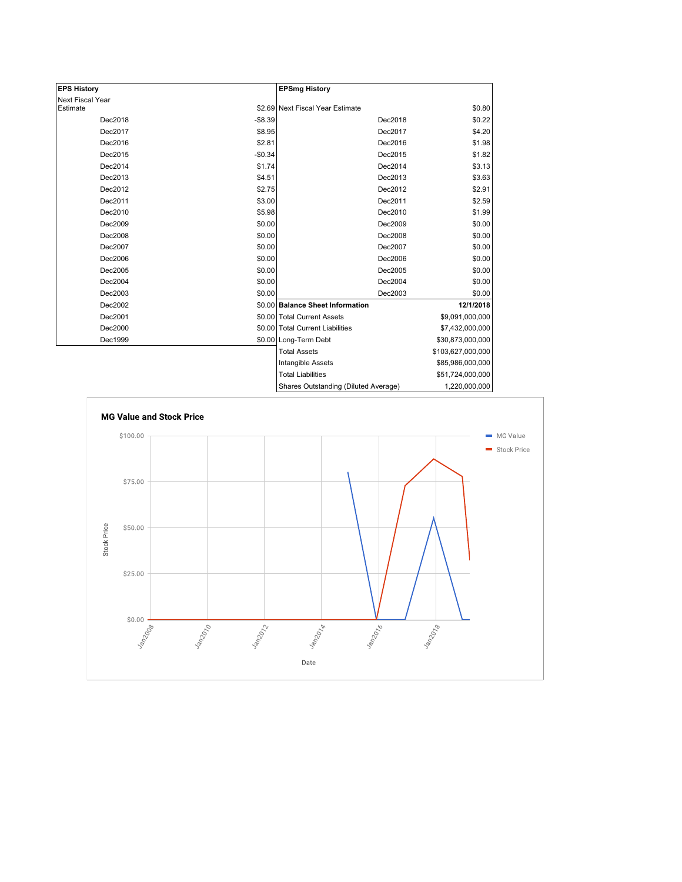| EPS History | |
|---|---|
| Next Fiscal Year Estimate | $2.69 |
| Dec2018 | -$8.39 |
| Dec2017 | $8.95 |
| Dec2016 | $2.81 |
| Dec2015 | -$0.34 |
| Dec2014 | $1.74 |
| Dec2013 | $4.51 |
| Dec2012 | $2.75 |
| Dec2011 | $3.00 |
| Dec2010 | $5.98 |
| Dec2009 | $0.00 |
| Dec2008 | $0.00 |
| Dec2007 | $0.00 |
| Dec2006 | $0.00 |
| Dec2005 | $0.00 |
| Dec2004 | $0.00 |
| Dec2003 | $0.00 |
| Dec2002 | $0.00 |
| Dec2001 | $0.00 |
| Dec2000 | $0.00 |
| Dec1999 | $0.00 |

| EPSmg History | |
|---|---|
| Next Fiscal Year Estimate | $0.80 |
| Dec2018 | $0.22 |
| Dec2017 | $4.20 |
| Dec2016 | $1.98 |
| Dec2015 | $1.82 |
| Dec2014 | $3.13 |
| Dec2013 | $3.63 |
| Dec2012 | $2.91 |
| Dec2011 | $2.59 |
| Dec2010 | $1.99 |
| Dec2009 | $0.00 |
| Dec2008 | $0.00 |
| Dec2007 | $0.00 |
| Dec2006 | $0.00 |
| Dec2005 | $0.00 |
| Dec2004 | $0.00 |
| Dec2003 | $0.00 |

| Balance Sheet Information | 12/1/2018 |
|---|---|
| Total Current Assets | $9,091,000,000 |
| Total Current Liabilities | $7,432,000,000 |
| Long-Term Debt | $30,873,000,000 |
| Total Assets | $103,627,000,000 |
| Intangible Assets | $85,986,000,000 |
| Total Liabilities | $51,724,000,000 |
| Shares Outstanding (Diluted Average) | 1,220,000,000 |

**MG Value and Stock Price**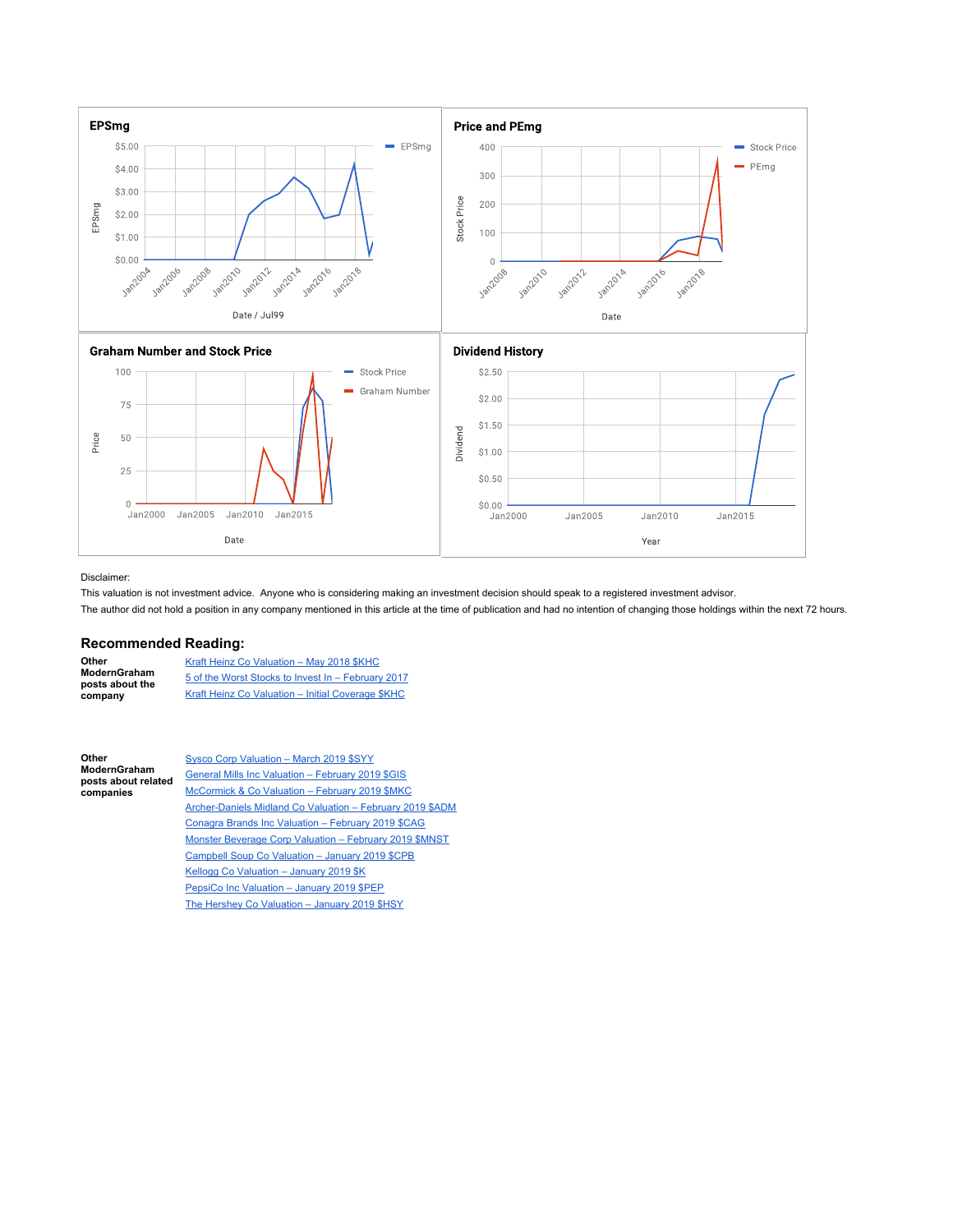EPSmg

$5.00
$4.00
$3.00
$2.00
$1.00
$0.00

EPSmg

Jan2004 Jan2006 Jan2008 Jan2010 Jan2012 Jan2014 Jan2016 Jan2018

Date / Jul99

Price and PEmg

400
300
200
100
0

Stock Price

Stock Price
PEmg

Jan2008 Jan2010 Jan2012 Jan2014 Jan2016 Jan2018

Date

Graham Number and Stock Price

100
75
50
25
0

Price

Stock Price
Graham Number

Jan2000 Jan2005 Jan2010 Jan2015

Date

Dividend History

$2.50
$2.00
$1.50
$1.00
$0.50
$0.00

Dividend

Jan2000 Jan2005 Jan2010 Jan2015

Year

Disclaimer:

This valuation is not investment advice. Anyone who is considering making an investment decision should speak to a registered investment advisor.

The author did not hold a position in any company mentioned in this article at the time of publication and had no intention of changing those holdings within the next 72 hours.

## Recommended Reading:

**Other ModernGraham posts about the company**

- Kraft Heinz Co Valuation – May 2018 $KHC
- 5 of the Worst Stocks to Invest In – February 2017
- Kraft Heinz Co Valuation – Initial Coverage $KHC

**Other ModernGraham posts about related companies**

- Sysco Corp Valuation – March 2019 $SYY
- General Mills Inc Valuation – February 2019 $GIS
- McCormick & Co Valuation – February 2019 $MKC
- Archer-Daniels Midland Co Valuation – February 2019 $ADM
- Conagra Brands Inc Valuation – February 2019 $CAG
- Monster Beverage Corp Valuation – February 2019 $MNST
- Campbell Soup Co Valuation – January 2019 $CPB
- Kellogg Co Valuation – January 2019 $K
- PepsiCo Inc Valuation – January 2019 $PEP
- The Hershey Co Valuation – January 2019 $HSY